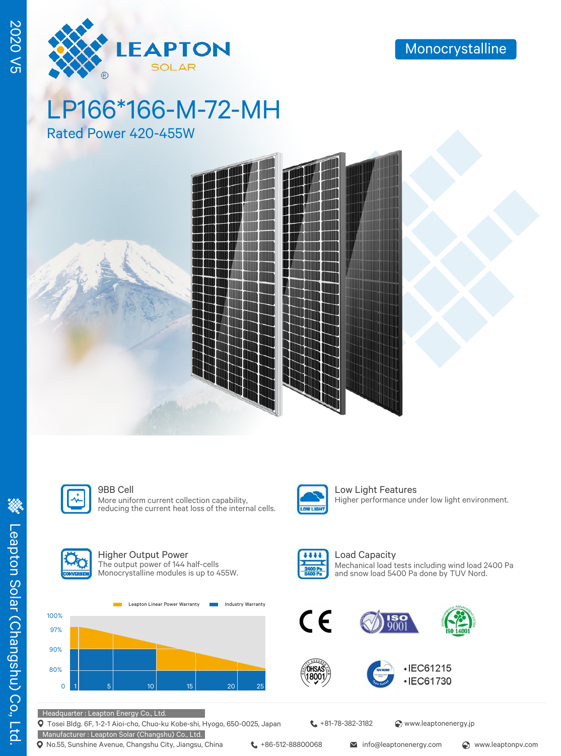2020 V5

LEAPTON SOLAR

Monocrystalline

# LP166*166-M-72-MH

## Rated Power 420-455W

### 9BB Cell
More uniform current collection capability, reducing the current heat loss of the internal cells.

### Low Light Features
Higher performance under low light environment.

### Higher Output Power
The output power of 144 half-cells Monocrystalline modules is up to 455W.

### Load Capacity
Mechanical load tests including wind load 2400 Pa and snow load 5400 Pa done by TUV Nord.

Leapton Linear Power Warranty | Industry Warranty

100%, 97%, 90%, 80%, 0

1, 5, 10, 15, 20, 25

CE | ISO 9001 | ISO 14001 | OHSAS 18001

- IEC61215
- IEC61730

Headquarter : Leapton Energy Co., Ltd.

Tosei Bldg. 6F, 1-2-1 Aioi-cho, Chuo-ku Kobe-shi, Hyogo, 650-0025, Japan | +81-78-382-3182 | www.leaptonenergy.jp

Manufacturer : Leapton Solar (Changshu) Co., Ltd.

No.55, Sunshine Avenue, Changshu City, Jiangsu, China | +86-512-88800068 | info@leaptonenergy.com | www.leaptonpv.com

Leapton Solar (Changshu) Co., Ltd.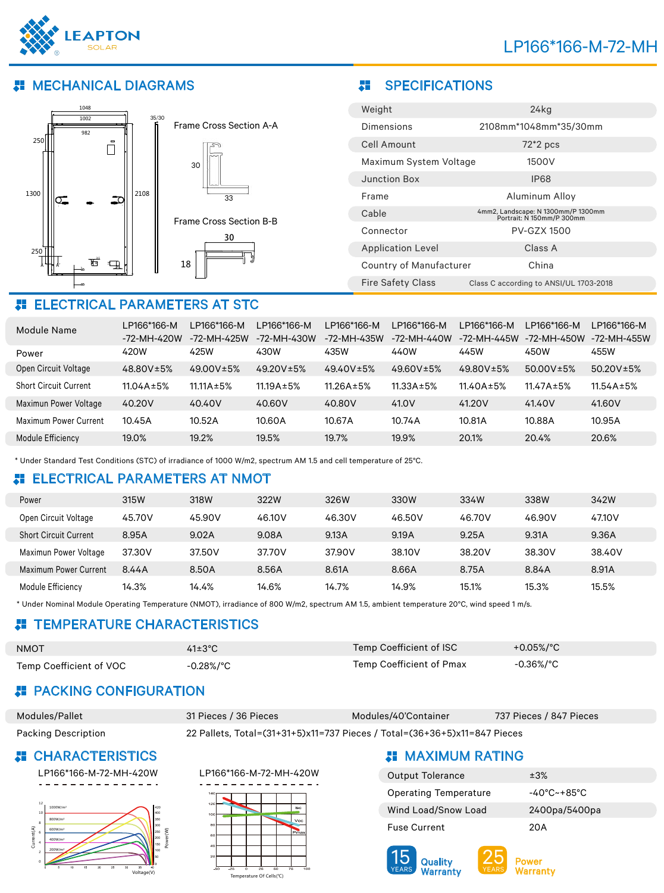LEAPTON SOLAR

# LP166*166-M-72-MH

## MECHANICAL DIAGRAMS

1048
1002
982
35/30
250
1300
2108
250

Frame Cross Section A-A

30
33

Frame Cross Section B-B

30
18

## SPECIFICATIONS

| | |
|---|---|
| Weight | 24kg |
| Dimensions | 2108mm*1048mm*35/30mm |
| Cell Amount | 72*2 pcs |
| Maximum System Voltage | 1500V |
| Junction Box | IP68 |
| Frame | Aluminum Alloy |
| Cable | 4mm2, Landscape: N 1300mm/P 1300mm Portrait: N 150mm/P 300mm |
| Connector | PV-GZX 1500 |
| Application Level | Class A |
| Country of Manufacturer | China |
| Fire Safety Class | Class C according to ANSI/UL 1703-2018 |

## ELECTRICAL PARAMETERS AT STC

| Module Name | LP166*166-M -72-MH-420W | LP166*166-M -72-MH-425W | LP166*166-M -72-MH-430W | LP166*166-M -72-MH-435W | LP166*166-M -72-MH-440W | LP166*166-M -72-MH-445W | LP166*166-M -72-MH-450W | LP166*166-M -72-MH-455W |
|---|---|---|---|---|---|---|---|---|
| Power | 420W | 425W | 430W | 435W | 440W | 445W | 450W | 455W |
| Open Circuit Voltage | 48.80V±5% | 49.00V±5% | 49.20V±5% | 49.40V±5% | 49.60V±5% | 49.80V±5% | 50.00V±5% | 50.20V±5% |
| Short Circuit Current | 11.04A±5% | 11.11A±5% | 11.19A±5% | 11.26A±5% | 11.33A±5% | 11.40A±5% | 11.47A±5% | 11.54A±5% |
| Maximun Power Voltage | 40.20V | 40.40V | 40.60V | 40.80V | 41.0V | 41.20V | 41.40V | 41.60V |
| Maximum Power Current | 10.45A | 10.52A | 10.60A | 10.67A | 10.74A | 10.81A | 10.88A | 10.95A |
| Module Efficiency | 19.0% | 19.2% | 19.5% | 19.7% | 19.9% | 20.1% | 20.4% | 20.6% |

* Under Standard Test Conditions (STC) of irradiance of 1000 W/m2, spectrum AM 1.5 and cell temperature of 25°C.

## ELECTRICAL PARAMETERS AT NMOT

| | | | | | | | | |
|---|---|---|---|---|---|---|---|---|
| Power | 315W | 318W | 322W | 326W | 330W | 334W | 338W | 342W |
| Open Circuit Voltage | 45.70V | 45.90V | 46.10V | 46.30V | 46.50V | 46.70V | 46.90V | 47.10V |
| Short Circuit Current | 8.95A | 9.02A | 9.08A | 9.13A | 9.19A | 9.25A | 9.31A | 9.36A |
| Maximun Power Voltage | 37.30V | 37.50V | 37.70V | 37.90V | 38.10V | 38.20V | 38.30V | 38.40V |
| Maximum Power Current | 8.44A | 8.50A | 8.56A | 8.61A | 8.66A | 8.75A | 8.84A | 8.91A |
| Module Efficiency | 14.3% | 14.4% | 14.6% | 14.7% | 14.9% | 15.1% | 15.3% | 15.5% |

* Under Nominal Module Operating Temperature (NMOT), irradiance of 800 W/m2, spectrum AM 1.5, ambient temperature 20°C, wind speed 1 m/s.

## TEMPERATURE CHARACTERISTICS

| | | | |
|---|---|---|---|
| NMOT | 41±3°C | Temp Coefficient of ISC | +0.05%/°C |
| Temp Coefficient of VOC | -0.28%/°C | Temp Coefficient of Pmax | -0.36%/°C |

## PACKING CONFIGURATION

| | | | |
|---|---|---|---|
| Modules/Pallet | 31 Pieces / 36 Pieces | Modules/40'Container | 737 Pieces / 847 Pieces |
| Packing Description | 22 Pallets, Total=(31+31+5)x11=737 Pieces / Total=(36+36+5)x11=847 Pieces | | |

## CHARACTERISTICS

LP166*166-M-72-MH-420W

Current(A)
Power(W)
Voltage(V)
1000W/m²
800W/m²
600W/m²
400W/m²
200W/m²

LP166*166-M-72-MH-420W

Isc
Voc
Pmax
Temperature Of Cells(°C)

## MAXIMUM RATING

| | |
|---|---|
| Output Tolerance | ±3% |
| Operating Temperature | -40°C~+85°C |
| Wind Load/Snow Load | 2400pa/5400pa |
| Fuse Current | 20A |

15 YEARS Quality Warranty

25 YEARS Power Warranty